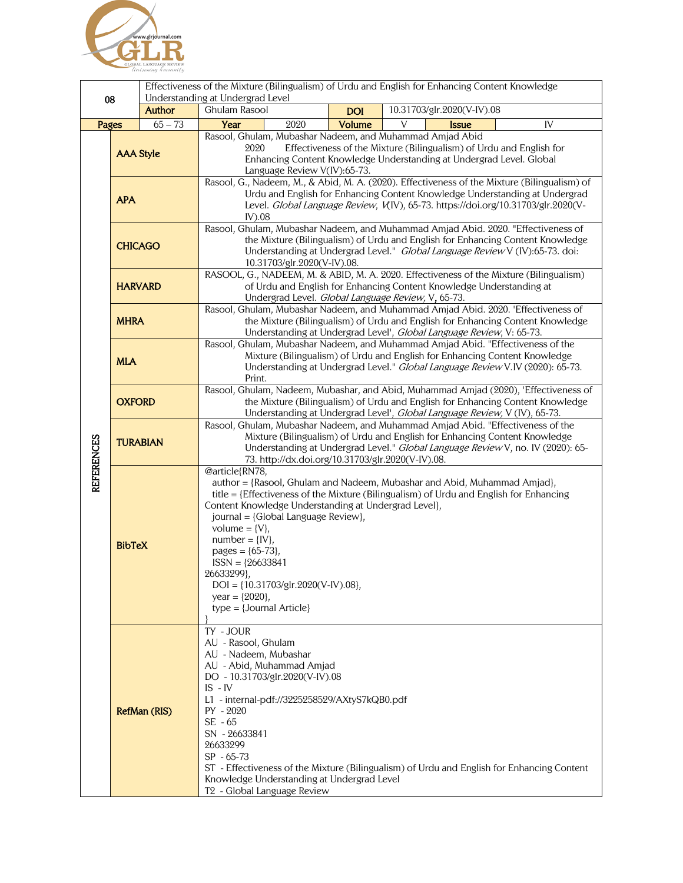| 08 | Effectiveness of the Mixture (Bilingualism) of Urdu and English for Enhancing Content Knowledge Understanding at Undergrad Level | | | | | | |
|---|---|---|---|---|---|---|---|
| | **Author** | Ghulam Rasool | | **DOI** | 10.31703/glr.2020(V-IV).08 | | |
| **Pages** | 65 – 73 | **Year** | 2020 | **Volume** | V | **Issue** | IV |

| REFERENCES | | |
|---|---|---|
| | **AAA Style** | Rasool, Ghulam, Mubashar Nadeem, and Muhammad Amjad Abid 2020 Effectiveness of the Mixture (Bilingualism) of Urdu and English for Enhancing Content Knowledge Understanding at Undergrad Level. Global Language Review V(IV):65-73. |
| | **APA** | Rasool, G., Nadeem, M., & Abid, M. A. (2020). Effectiveness of the Mixture (Bilingualism) of Urdu and English for Enhancing Content Knowledge Understanding at Undergrad Level. *Global Language Review, V*(IV), 65-73. https://doi.org/10.31703/glr.2020(V-IV).08 |
| | **CHICAGO** | Rasool, Ghulam, Mubashar Nadeem, and Muhammad Amjad Abid. 2020. "Effectiveness of the Mixture (Bilingualism) of Urdu and English for Enhancing Content Knowledge Understanding at Undergrad Level." *Global Language Review* V (IV):65-73. doi: 10.31703/glr.2020(V-IV).08. |
| | **HARVARD** | RASOOL, G., NADEEM, M. & ABID, M. A. 2020. Effectiveness of the Mixture (Bilingualism) of Urdu and English for Enhancing Content Knowledge Understanding at Undergrad Level. *Global Language Review,* V, 65-73. |
| | **MHRA** | Rasool, Ghulam, Mubashar Nadeem, and Muhammad Amjad Abid. 2020. 'Effectiveness of the Mixture (Bilingualism) of Urdu and English for Enhancing Content Knowledge Understanding at Undergrad Level', *Global Language Review*, V: 65-73. |
| | **MLA** | Rasool, Ghulam, Mubashar Nadeem, and Muhammad Amjad Abid. "Effectiveness of the Mixture (Bilingualism) of Urdu and English for Enhancing Content Knowledge Understanding at Undergrad Level." *Global Language Review* V.IV (2020): 65-73. Print. |
| | **OXFORD** | Rasool, Ghulam, Nadeem, Mubashar, and Abid, Muhammad Amjad (2020), 'Effectiveness of the Mixture (Bilingualism) of Urdu and English for Enhancing Content Knowledge Understanding at Undergrad Level', *Global Language Review,* V (IV), 65-73. |
| | **TURABIAN** | Rasool, Ghulam, Mubashar Nadeem, and Muhammad Amjad Abid. "Effectiveness of the Mixture (Bilingualism) of Urdu and English for Enhancing Content Knowledge Understanding at Undergrad Level." *Global Language Review* V, no. IV (2020): 65-73. http://dx.doi.org/10.31703/glr.2020(V-IV).08. |
| | **BibTeX** | @article{RN78, author = {Rasool, Ghulam and Nadeem, Mubashar and Abid, Muhammad Amjad}, title = {Effectiveness of the Mixture (Bilingualism) of Urdu and English for Enhancing Content Knowledge Understanding at Undergrad Level}, journal = {Global Language Review}, volume = {V}, number = {IV}, pages = {65-73}, ISSN = {26633841 26633299}, DOI = {10.31703/glr.2020(V-IV).08}, year = {2020}, type = {Journal Article} } |
| | **RefMan (RIS)** | TY - JOUR<br>AU - Rasool, Ghulam<br>AU - Nadeem, Mubashar<br>AU - Abid, Muhammad Amjad<br>DO - 10.31703/glr.2020(V-IV).08<br>IS - IV<br>L1 - internal-pdf://3225258529/AXtyS7kQB0.pdf<br>PY - 2020<br>SE - 65<br>SN - 26633841<br>26633299<br>SP - 65-73<br>ST - Effectiveness of the Mixture (Bilingualism) of Urdu and English for Enhancing Content Knowledge Understanding at Undergrad Level<br>T2 - Global Language Review |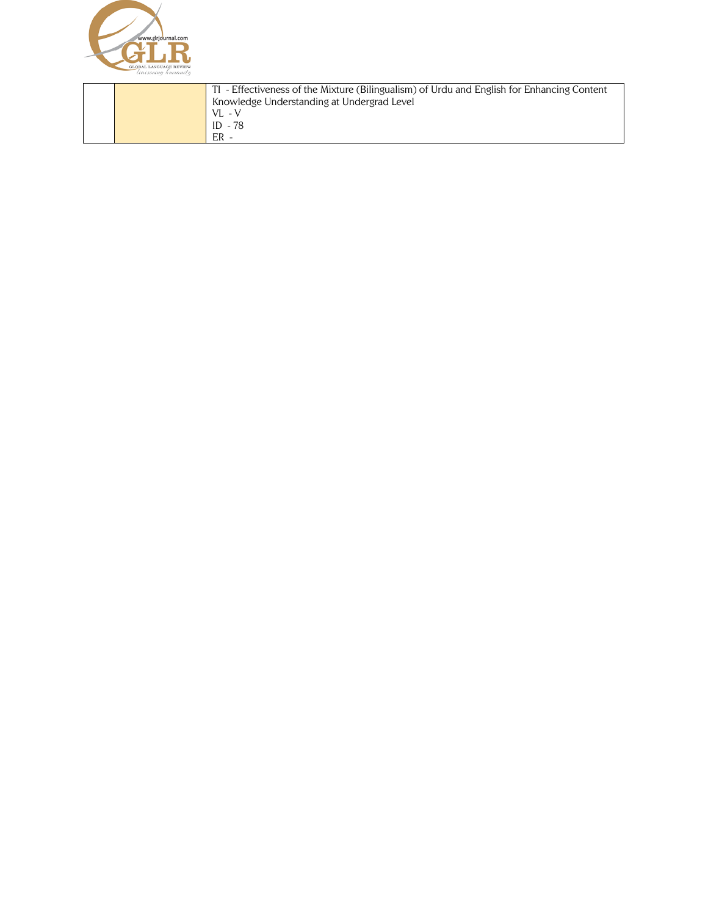| | | |
|---|---|---|
| | | TI - Effectiveness of the Mixture (Bilingualism) of Urdu and English for Enhancing Content Knowledge Understanding at Undergrad Level<br>VL - V<br>ID - 78<br>ER - |